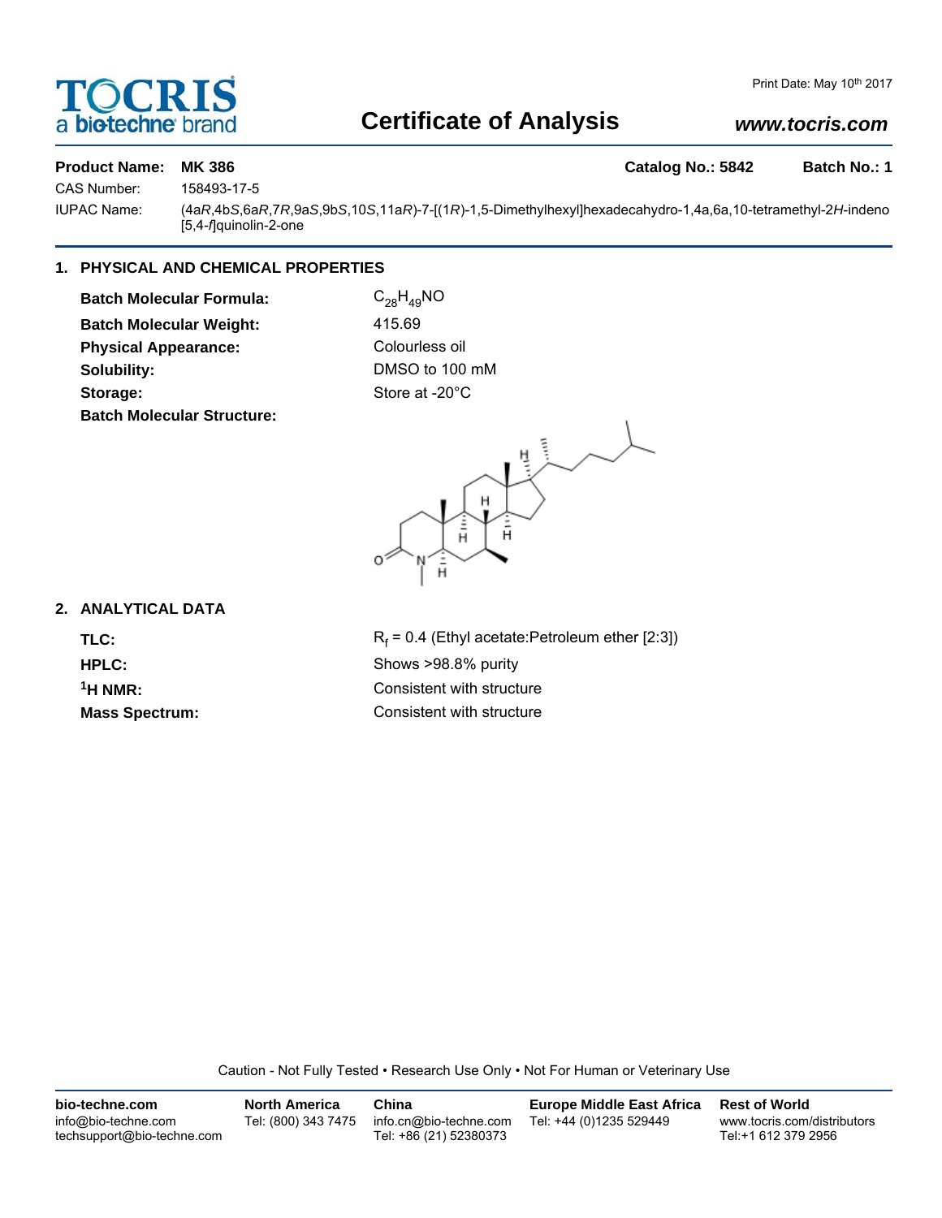# TOCRIS

a bio-techne brand

Print Date: May 10th 2017

## Certificate of Analysis

www.tocris.com

**Product Name:** **MK 386** **Catalog No.: 5842** **Batch No.: 1**

CAS Number: 158493-17-5

IUPAC Name: (4a*R*,4b*S*,6a*R*,7*R*,9a*S*,9b*S*,10*S*,11a*R*)-7-[(1*R*)-1,5-Dimethylhexyl]hexadecahydro-1,4a,6a,10-tetramethyl-2*H*-indeno[5,4-*f*]quinolin-2-one

## 1. PHYSICAL AND CHEMICAL PROPERTIES

**Batch Molecular Formula:** $C_{28}H_{49}NO$

**Batch Molecular Weight:** 415.69

**Physical Appearance:** Colourless oil

**Solubility:** DMSO to 100 mM

**Storage:** Store at -20°C

**Batch Molecular Structure:**

## 2. ANALYTICAL DATA

**TLC:** $R_f$ = 0.4 (Ethyl acetate:Petroleum ether [2:3])

**HPLC:** Shows >98.8% purity

**$^1$H NMR:** Consistent with structure

**Mass Spectrum:** Consistent with structure

Caution - Not Fully Tested • Research Use Only • Not For Human or Veterinary Use

**bio-techne.com**
info@bio-techne.com
techsupport@bio-techne.com

**North America**
Tel: (800) 343 7475

**China**
info.cn@bio-techne.com
Tel: +86 (21) 52380373

**Europe Middle East Africa**
Tel: +44 (0)1235 529449

**Rest of World**
www.tocris.com/distributors
Tel:+1 612 379 2956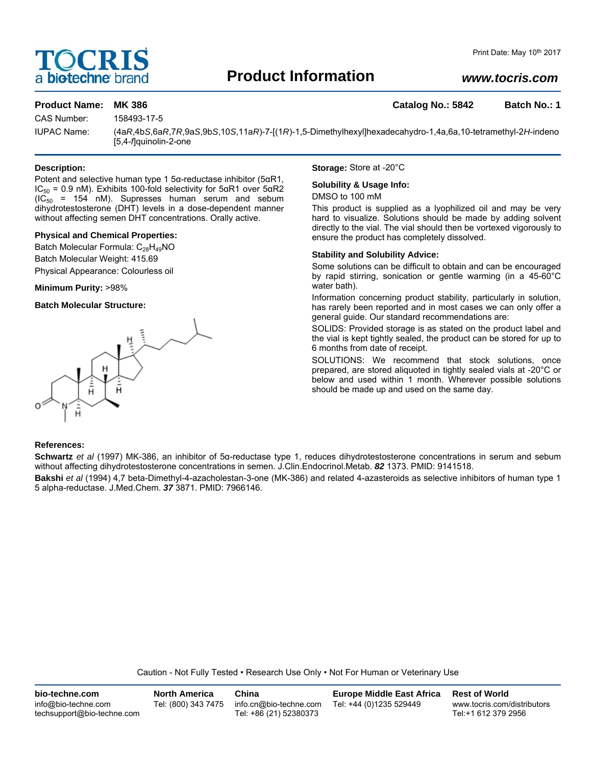# Product Information

**Product Name: MK 386** **Catalog No.: 5842** **Batch No.: 1**

CAS Number: 158493-17-5

IUPAC Name: (4a*R*,4b*S*,6a*R*,7*R*,9a*S*,9b*S*,10*S*,11a*R*)-7-[(1*R*)-1,5-Dimethylhexyl]hexadecahydro-1,4a,6a,10-tetramethyl-2*H*-indeno[5,4-*f*]quinolin-2-one

### Description:

Potent and selective human type 1 5α-reductase inhibitor (5αR1, $IC_{50}$ = 0.9 nM). Exhibits 100-fold selectivity for 5αR1 over 5αR2 ($IC_{50}$ = 154 nM). Supresses human serum and sebum dihydrotestosterone (DHT) levels in a dose-dependent manner without affecting semen DHT concentrations. Orally active.

### Physical and Chemical Properties:

Batch Molecular Formula: $C_{28}H_{49}NO$

Batch Molecular Weight: 415.69

Physical Appearance: Colourless oil

**Minimum Purity:** >98%

### Batch Molecular Structure:

**Storage:** Store at -20°C

### Solubility & Usage Info:

DMSO to 100 mM

This product is supplied as a lyophilized oil and may be very hard to visualize. Solutions should be made by adding solvent directly to the vial. The vial should then be vortexed vigorously to ensure the product has completely dissolved.

### Stability and Solubility Advice:

Some solutions can be difficult to obtain and can be encouraged by rapid stirring, sonication or gentle warming (in a 45-60°C water bath).

Information concerning product stability, particularly in solution, has rarely been reported and in most cases we can only offer a general guide. Our standard recommendations are:

SOLIDS: Provided storage is as stated on the product label and the vial is kept tightly sealed, the product can be stored for up to 6 months from date of receipt.

SOLUTIONS: We recommend that stock solutions, once prepared, are stored aliquoted in tightly sealed vials at -20°C or below and used within 1 month. Wherever possible solutions should be made up and used on the same day.

### References:

**Schwartz** *et al* (1997) MK-386, an inhibitor of 5α-reductase type 1, reduces dihydrotestosterone concentrations in serum and sebum without affecting dihydrotestosterone concentrations in semen. J.Clin.Endocrinol.Metab. ***82*** 1373. PMID: 9141518.

**Bakshi** *et al* (1994) 4,7 beta-Dimethyl-4-azacholestan-3-one (MK-386) and related 4-azasteroids as selective inhibitors of human type 1 5 alpha-reductase. J.Med.Chem. ***37*** 3871. PMID: 7966146.

Caution - Not Fully Tested • Research Use Only • Not For Human or Veterinary Use

**bio-techne.com**
info@bio-techne.com
techsupport@bio-techne.com

**North America**
Tel: (800) 343 7475

**China**
info.cn@bio-techne.com
Tel: +86 (21) 52380373

**Europe Middle East Africa**
Tel: +44 (0)1235 529449

**Rest of World**
www.tocris.com/distributors
Tel:+1 612 379 2956